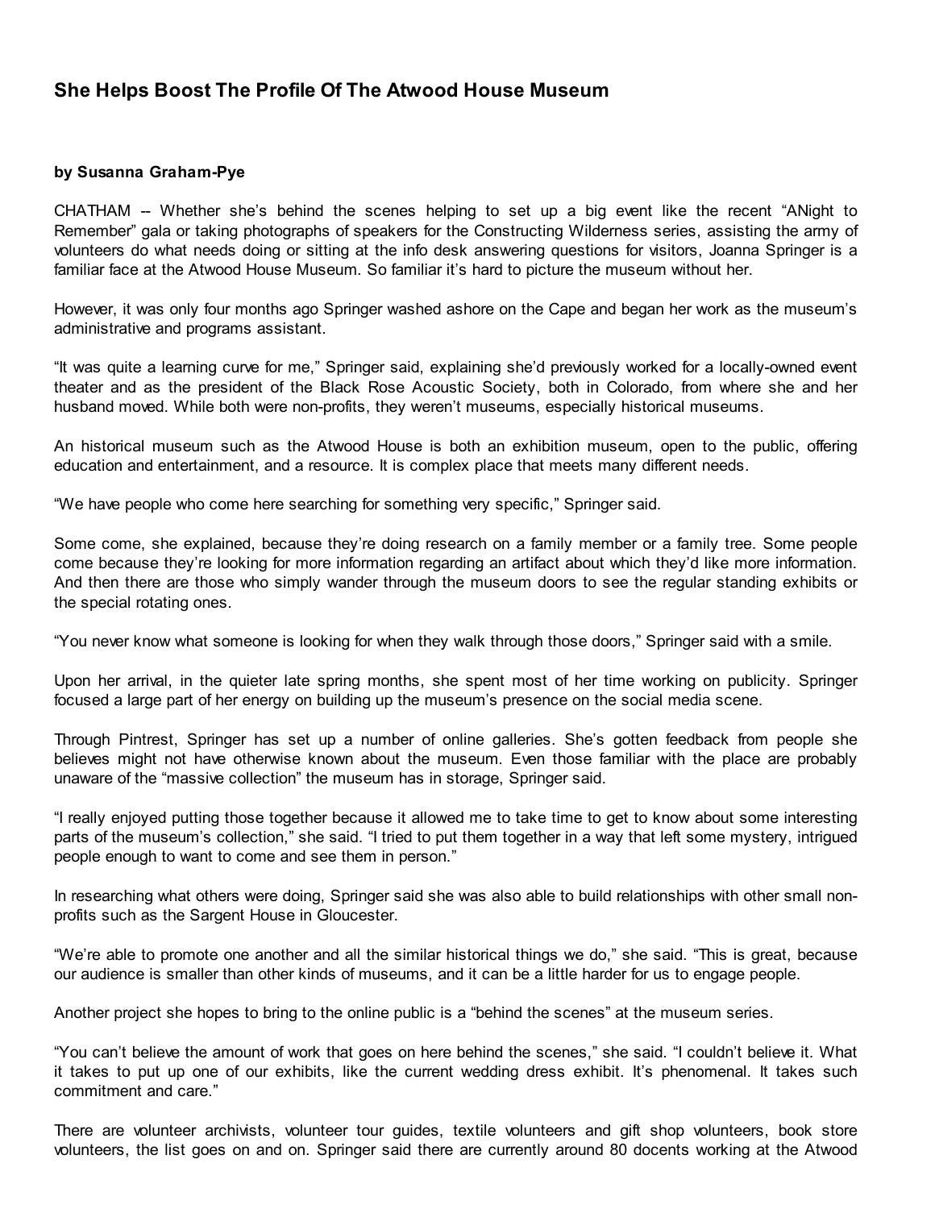# She Helps Boost The Profile Of The Atwood House Museum

**by Susanna Graham-Pye**

CHATHAM -- Whether she's behind the scenes helping to set up a big event like the recent "ANight to Remember" gala or taking photographs of speakers for the Constructing Wilderness series, assisting the army of volunteers do what needs doing or sitting at the info desk answering questions for visitors, Joanna Springer is a familiar face at the Atwood House Museum. So familiar it's hard to picture the museum without her.

However, it was only four months ago Springer washed ashore on the Cape and began her work as the museum's administrative and programs assistant.

"It was quite a learning curve for me," Springer said, explaining she'd previously worked for a locally-owned event theater and as the president of the Black Rose Acoustic Society, both in Colorado, from where she and her husband moved. While both were non-profits, they weren't museums, especially historical museums.

An historical museum such as the Atwood House is both an exhibition museum, open to the public, offering education and entertainment, and a resource. It is complex place that meets many different needs.

"We have people who come here searching for something very specific," Springer said.

Some come, she explained, because they're doing research on a family member or a family tree. Some people come because they're looking for more information regarding an artifact about which they'd like more information. And then there are those who simply wander through the museum doors to see the regular standing exhibits or the special rotating ones.

"You never know what someone is looking for when they walk through those doors," Springer said with a smile.

Upon her arrival, in the quieter late spring months, she spent most of her time working on publicity. Springer focused a large part of her energy on building up the museum's presence on the social media scene.

Through Pintrest, Springer has set up a number of online galleries. She's gotten feedback from people she believes might not have otherwise known about the museum. Even those familiar with the place are probably unaware of the "massive collection" the museum has in storage, Springer said.

"I really enjoyed putting those together because it allowed me to take time to get to know about some interesting parts of the museum's collection," she said. "I tried to put them together in a way that left some mystery, intrigued people enough to want to come and see them in person."

In researching what others were doing, Springer said she was also able to build relationships with other small non-profits such as the Sargent House in Gloucester.

"We're able to promote one another and all the similar historical things we do," she said. "This is great, because our audience is smaller than other kinds of museums, and it can be a little harder for us to engage people.

Another project she hopes to bring to the online public is a "behind the scenes" at the museum series.

"You can't believe the amount of work that goes on here behind the scenes," she said. "I couldn't believe it. What it takes to put up one of our exhibits, like the current wedding dress exhibit. It's phenomenal. It takes such commitment and care."

There are volunteer archivists, volunteer tour guides, textile volunteers and gift shop volunteers, book store volunteers, the list goes on and on. Springer said there are currently around 80 docents working at the Atwood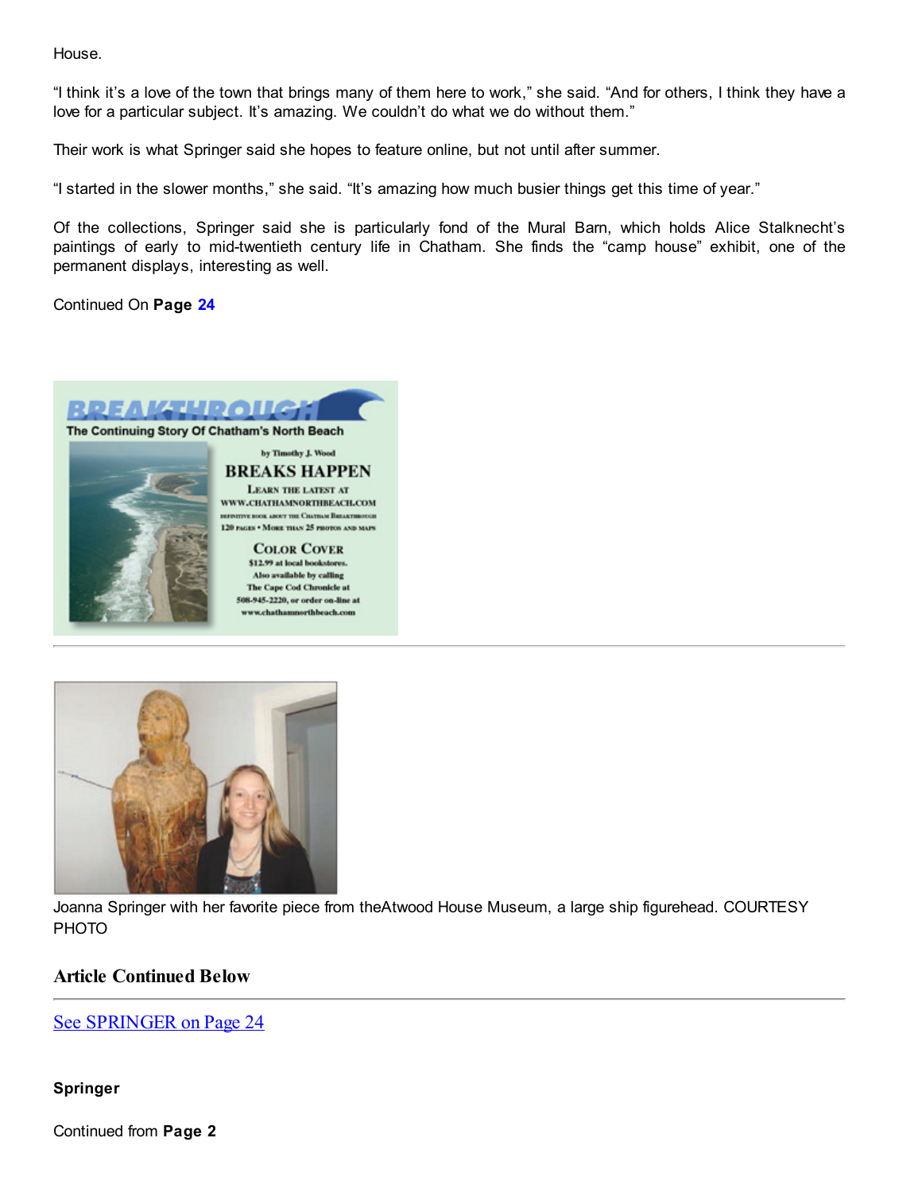House.

“I think it’s a love of the town that brings many of them here to work,” she said. “And for others, I think they have a love for a particular subject. It’s amazing. We couldn’t do what we do without them.”

Their work is what Springer said she hopes to feature online, but not until after summer.

“I started in the slower months,” she said. “It’s amazing how much busier things get this time of year.”

Of the collections, Springer said she is particularly fond of the Mural Barn, which holds Alice Stalknecht’s paintings of early to mid-twentieth century life in Chatham. She finds the “camp house” exhibit, one of the permanent displays, interesting as well.

Continued On **Page 24**

BREAKTHROUGH
The Continuing Story Of Chatham's North Beach

by Timothy J. Wood

BREAKS HAPPEN

LEARN THE LATEST AT WWW.CHATHAMNORTHBEACH.COM

DEFINITIVE BOOK ABOUT THE CHATHAM BREAKTHROUGH

120 PAGES • MORE THAN 25 PHOTOS AND MAPS

COLOR COVER

$12.99 at local bookstores.
Also available by calling
The Cape Cod Chronicle at
508-945-2220, or order on-line at
www.chathamnorthbeach.com

---

Joanna Springer with her favorite piece from theAtwood House Museum, a large ship figurehead. COURTESY PHOTO

## Article Continued Below

---

See SPRINGER on Page 24

**Springer**

Continued from **Page 2**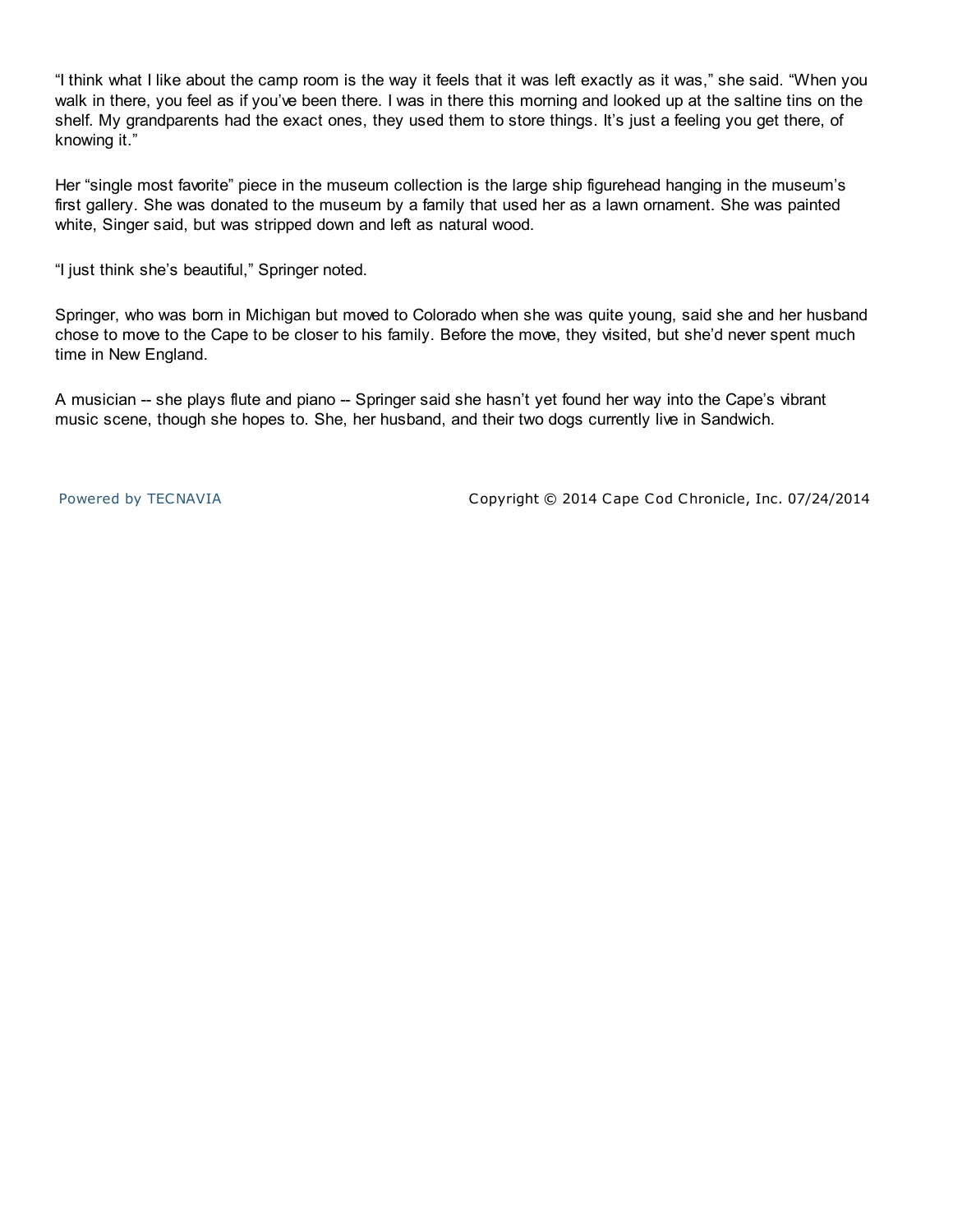"I think what I like about the camp room is the way it feels that it was left exactly as it was," she said. "When you walk in there, you feel as if you've been there. I was in there this morning and looked up at the saltine tins on the shelf. My grandparents had the exact ones, they used them to store things. It's just a feeling you get there, of knowing it."

Her "single most favorite" piece in the museum collection is the large ship figurehead hanging in the museum's first gallery. She was donated to the museum by a family that used her as a lawn ornament. She was painted white, Singer said, but was stripped down and left as natural wood.

"I just think she's beautiful," Springer noted.

Springer, who was born in Michigan but moved to Colorado when she was quite young, said she and her husband chose to move to the Cape to be closer to his family. Before the move, they visited, but she'd never spent much time in New England.

A musician -- she plays flute and piano -- Springer said she hasn't yet found her way into the Cape's vibrant music scene, though she hopes to. She, her husband, and their two dogs currently live in Sandwich.

Powered by TECNAVIA

Copyright © 2014 Cape Cod Chronicle, Inc. 07/24/2014